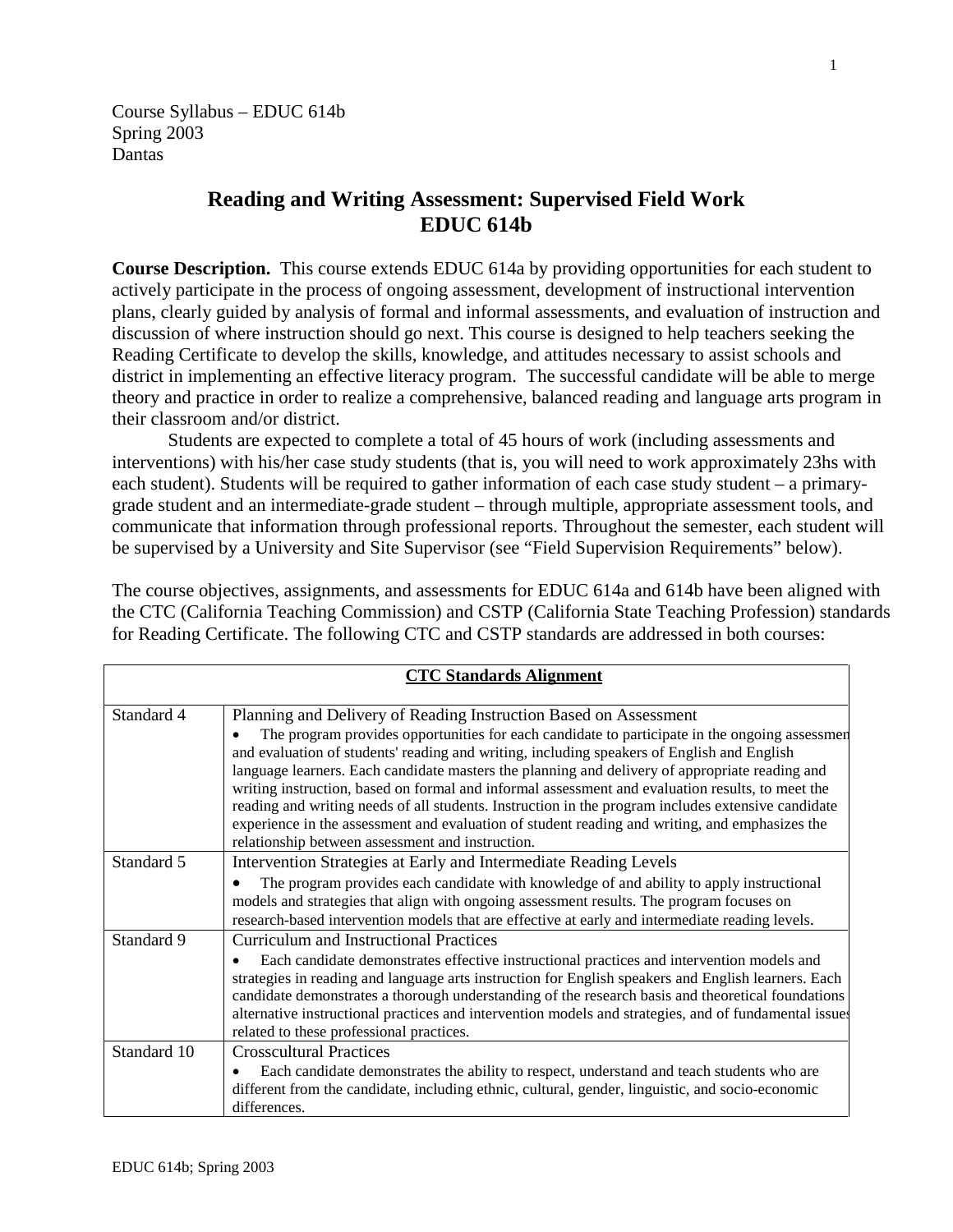Course Syllabus – EDUC 614b
Spring 2003
Dantas

# Reading and Writing Assessment: Supervised Field Work
# EDUC 614b

**Course Description.** This course extends EDUC 614a by providing opportunities for each student to actively participate in the process of ongoing assessment, development of instructional intervention plans, clearly guided by analysis of formal and informal assessments, and evaluation of instruction and discussion of where instruction should go next. This course is designed to help teachers seeking the Reading Certificate to develop the skills, knowledge, and attitudes necessary to assist schools and district in implementing an effective literacy program. The successful candidate will be able to merge theory and practice in order to realize a comprehensive, balanced reading and language arts program in their classroom and/or district.

Students are expected to complete a total of 45 hours of work (including assessments and interventions) with his/her case study students (that is, you will need to work approximately 23hs with each student). Students will be required to gather information of each case study student – a primary-grade student and an intermediate-grade student – through multiple, appropriate assessment tools, and communicate that information through professional reports. Throughout the semester, each student will be supervised by a University and Site Supervisor (see "Field Supervision Requirements" below).

The course objectives, assignments, and assessments for EDUC 614a and 614b have been aligned with the CTC (California Teaching Commission) and CSTP (California State Teaching Profession) standards for Reading Certificate. The following CTC and CSTP standards are addressed in both courses:

| CTC Standards Alignment | |
|---|---|
| Standard 4 | Planning and Delivery of Reading Instruction Based on Assessment<br>• The program provides opportunities for each candidate to participate in the ongoing assessment and evaluation of students' reading and writing, including speakers of English and English language learners. Each candidate masters the planning and delivery of appropriate reading and writing instruction, based on formal and informal assessment and evaluation results, to meet the reading and writing needs of all students. Instruction in the program includes extensive candidate experience in the assessment and evaluation of student reading and writing, and emphasizes the relationship between assessment and instruction. |
| Standard 5 | Intervention Strategies at Early and Intermediate Reading Levels<br>• The program provides each candidate with knowledge of and ability to apply instructional models and strategies that align with ongoing assessment results. The program focuses on research-based intervention models that are effective at early and intermediate reading levels. |
| Standard 9 | Curriculum and Instructional Practices<br>• Each candidate demonstrates effective instructional practices and intervention models and strategies in reading and language arts instruction for English speakers and English learners. Each candidate demonstrates a thorough understanding of the research basis and theoretical foundations alternative instructional practices and intervention models and strategies, and of fundamental issues related to these professional practices. |
| Standard 10 | Crosscultural Practices<br>• Each candidate demonstrates the ability to respect, understand and teach students who are different from the candidate, including ethnic, cultural, gender, linguistic, and socio-economic differences. |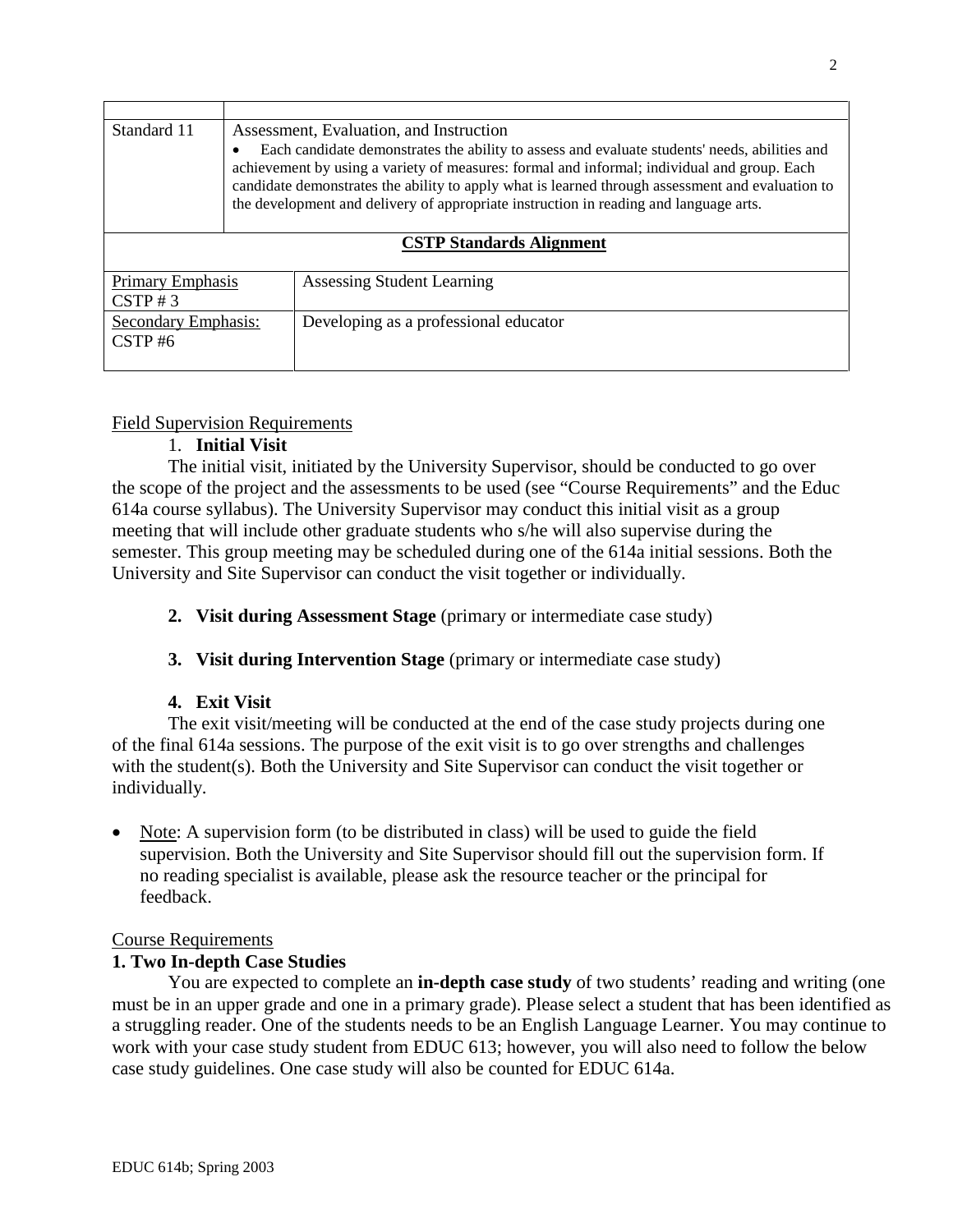| | |
|---|---|
| Standard 11 | Assessment, Evaluation, and Instruction<br>• Each candidate demonstrates the ability to assess and evaluate students' needs, abilities and achievement by using a variety of measures: formal and informal; individual and group. Each candidate demonstrates the ability to apply what is learned through assessment and evaluation to the development and delivery of appropriate instruction in reading and language arts. |

**CSTP Standards Alignment**

| | |
|---|---|
| Primary Emphasis<br>CSTP # 3 | Assessing Student Learning |
| Secondary Emphasis:<br>CSTP #6 | Developing as a professional educator |

Field Supervision Requirements

1. **Initial Visit**

The initial visit, initiated by the University Supervisor, should be conducted to go over the scope of the project and the assessments to be used (see "Course Requirements" and the Educ 614a course syllabus). The University Supervisor may conduct this initial visit as a group meeting that will include other graduate students who s/he will also supervise during the semester. This group meeting may be scheduled during one of the 614a initial sessions. Both the University and Site Supervisor can conduct the visit together or individually.

2. **Visit during Assessment Stage** (primary or intermediate case study)

3. **Visit during Intervention Stage** (primary or intermediate case study)

4. **Exit Visit**

The exit visit/meeting will be conducted at the end of the case study projects during one of the final 614a sessions. The purpose of the exit visit is to go over strengths and challenges with the student(s). Both the University and Site Supervisor can conduct the visit together or individually.

- Note: A supervision form (to be distributed in class) will be used to guide the field supervision. Both the University and Site Supervisor should fill out the supervision form. If no reading specialist is available, please ask the resource teacher or the principal for feedback.

Course Requirements

**1. Two In-depth Case Studies**

You are expected to complete an **in-depth case study** of two students' reading and writing (one must be in an upper grade and one in a primary grade). Please select a student that has been identified as a struggling reader. One of the students needs to be an English Language Learner. You may continue to work with your case study student from EDUC 613; however, you will also need to follow the below case study guidelines. One case study will also be counted for EDUC 614a.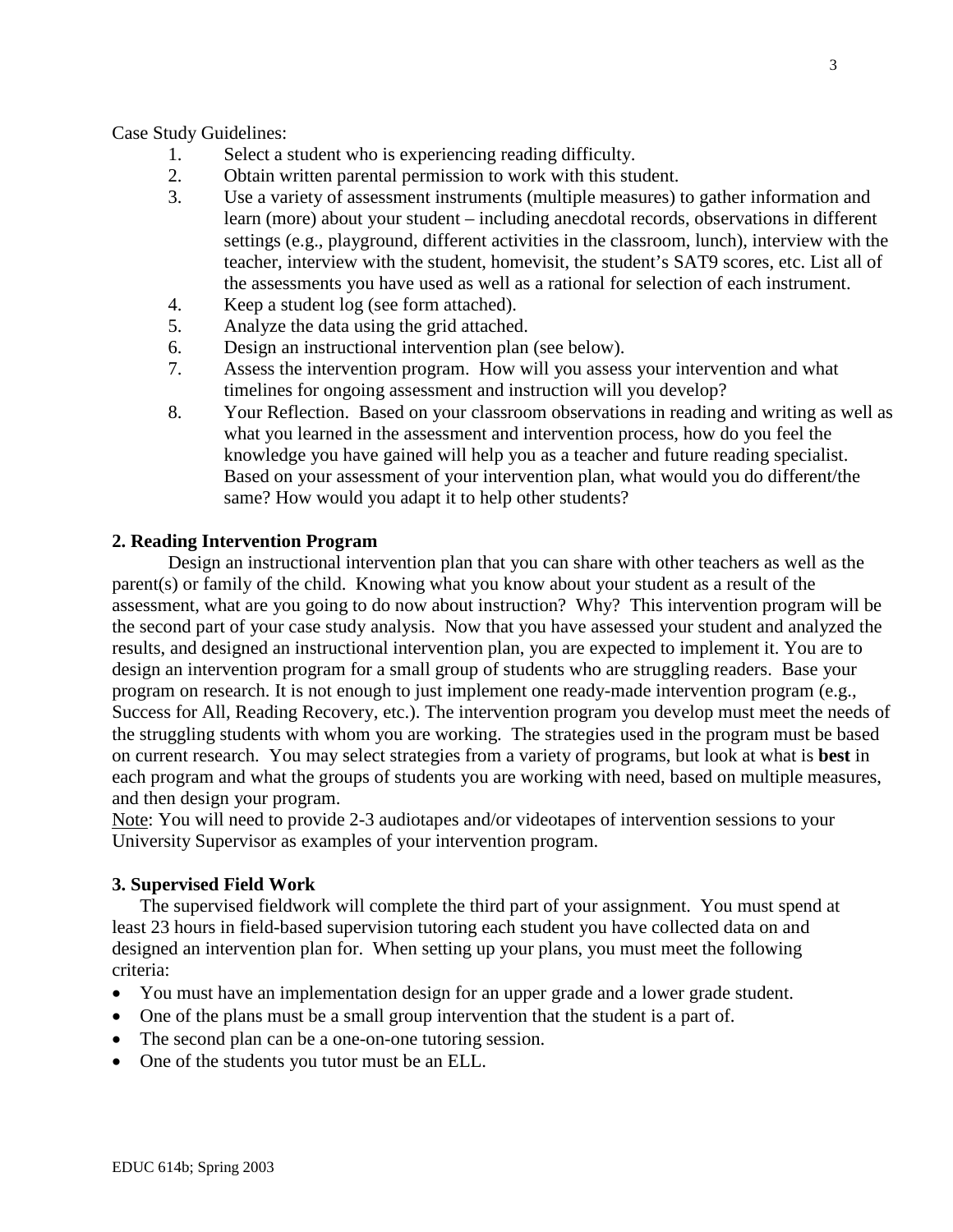Case Study Guidelines:

1. Select a student who is experiencing reading difficulty.
2. Obtain written parental permission to work with this student.
3. Use a variety of assessment instruments (multiple measures) to gather information and learn (more) about your student – including anecdotal records, observations in different settings (e.g., playground, different activities in the classroom, lunch), interview with the teacher, interview with the student, homevisit, the student's SAT9 scores, etc. List all of the assessments you have used as well as a rational for selection of each instrument.
4. Keep a student log (see form attached).
5. Analyze the data using the grid attached.
6. Design an instructional intervention plan (see below).
7. Assess the intervention program. How will you assess your intervention and what timelines for ongoing assessment and instruction will you develop?
8. Your Reflection. Based on your classroom observations in reading and writing as well as what you learned in the assessment and intervention process, how do you feel the knowledge you have gained will help you as a teacher and future reading specialist. Based on your assessment of your intervention plan, what would you do different/the same? How would you adapt it to help other students?

**2. Reading Intervention Program**

Design an instructional intervention plan that you can share with other teachers as well as the parent(s) or family of the child. Knowing what you know about your student as a result of the assessment, what are you going to do now about instruction? Why? This intervention program will be the second part of your case study analysis. Now that you have assessed your student and analyzed the results, and designed an instructional intervention plan, you are expected to implement it. You are to design an intervention program for a small group of students who are struggling readers. Base your program on research. It is not enough to just implement one ready-made intervention program (e.g., Success for All, Reading Recovery, etc.). The intervention program you develop must meet the needs of the struggling students with whom you are working. The strategies used in the program must be based on current research. You may select strategies from a variety of programs, but look at what is **best** in each program and what the groups of students you are working with need, based on multiple measures, and then design your program.

Note: You will need to provide 2-3 audiotapes and/or videotapes of intervention sessions to your University Supervisor as examples of your intervention program.

**3. Supervised Field Work**

The supervised fieldwork will complete the third part of your assignment. You must spend at least 23 hours in field-based supervision tutoring each student you have collected data on and designed an intervention plan for. When setting up your plans, you must meet the following criteria:

- You must have an implementation design for an upper grade and a lower grade student.
- One of the plans must be a small group intervention that the student is a part of.
- The second plan can be a one-on-one tutoring session.
- One of the students you tutor must be an ELL.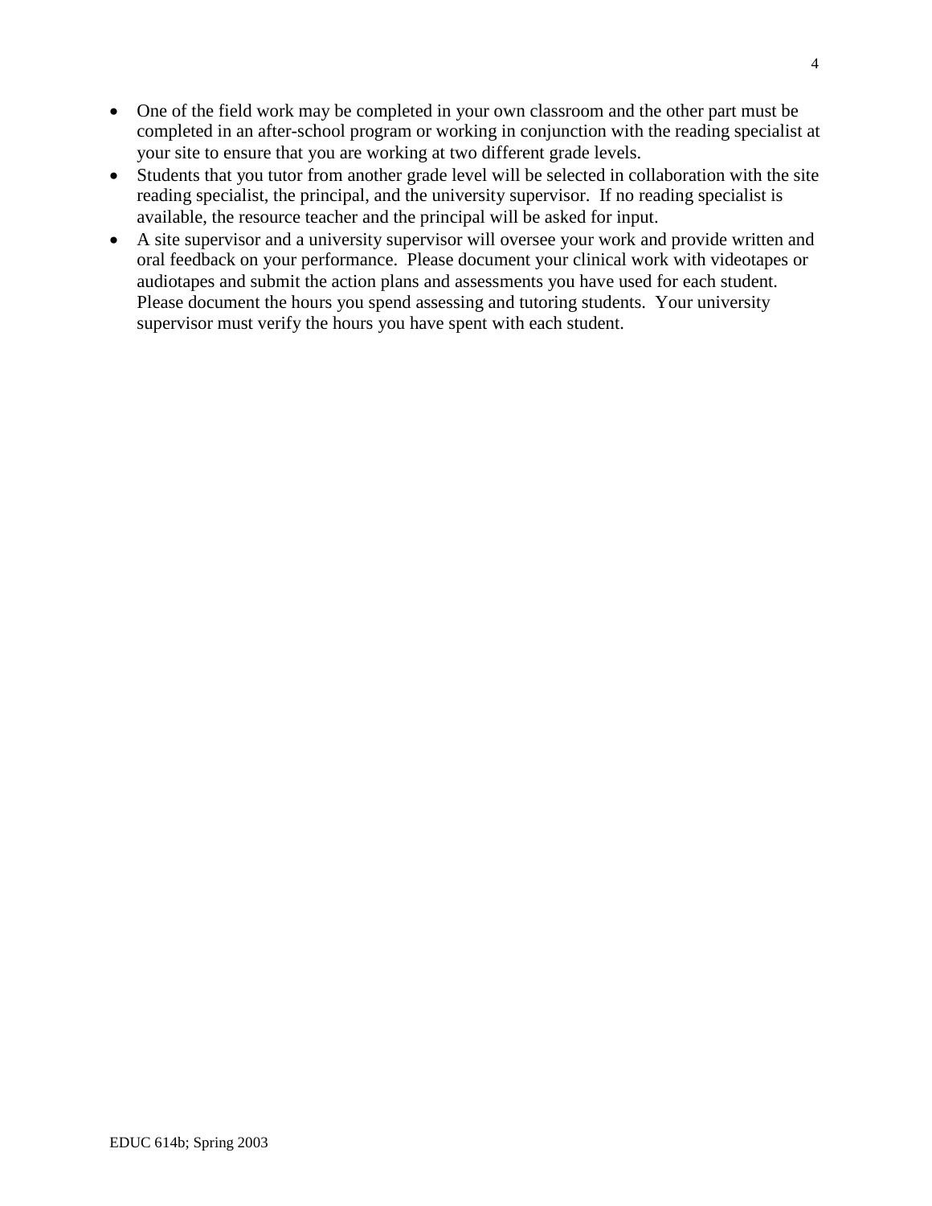- One of the field work may be completed in your own classroom and the other part must be completed in an after-school program or working in conjunction with the reading specialist at your site to ensure that you are working at two different grade levels.
- Students that you tutor from another grade level will be selected in collaboration with the site reading specialist, the principal, and the university supervisor.  If no reading specialist is available, the resource teacher and the principal will be asked for input.
- A site supervisor and a university supervisor will oversee your work and provide written and oral feedback on your performance.  Please document your clinical work with videotapes or audiotapes and submit the action plans and assessments you have used for each student.  Please document the hours you spend assessing and tutoring students.  Your university supervisor must verify the hours you have spent with each student.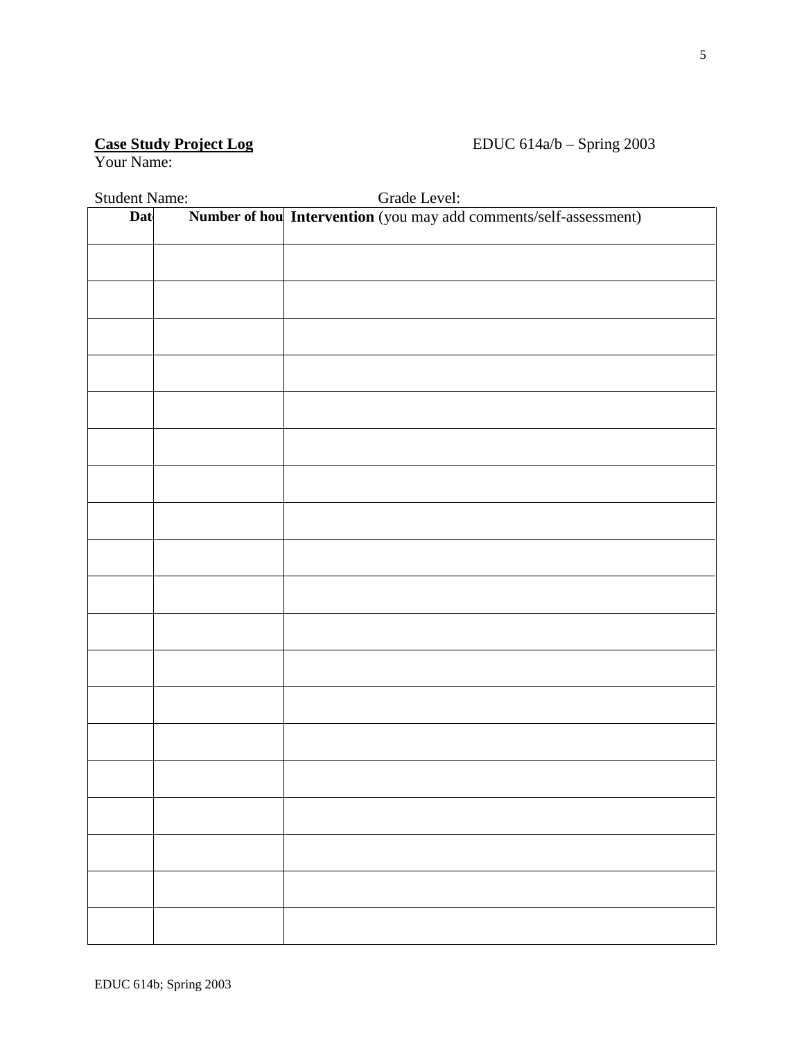**<u>Case Study Project Log</u>** EDUC 614a/b – Spring 2003

Your Name:

Student Name: Grade Level:

| **Dat** | **Number of hou** | **Intervention** (you may add comments/self-assessment) |
|---|---|---|
| | | |
| | | |
| | | |
| | | |
| | | |
| | | |
| | | |
| | | |
| | | |
| | | |
| | | |
| | | |
| | | |
| | | |
| | | |
| | | |
| | | |
| | | |
| | | |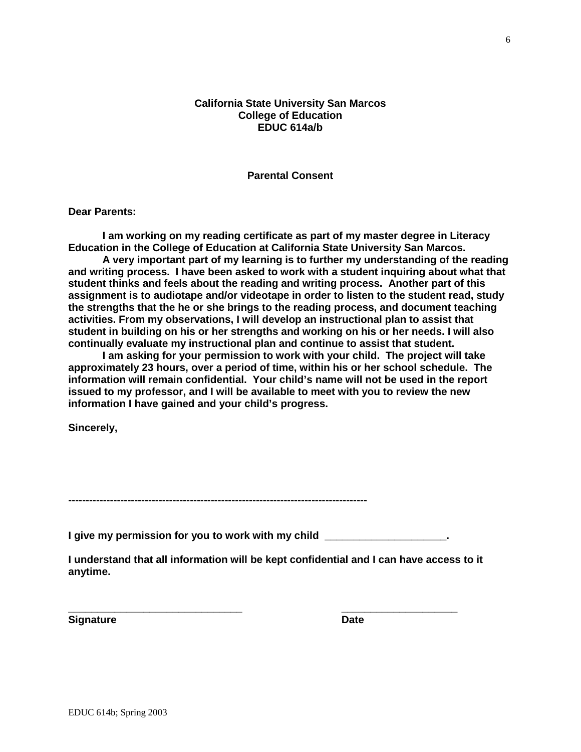**California State University San Marcos**
**College of Education**
**EDUC 614a/b**

**Parental Consent**

**Dear Parents:**

**I am working on my reading certificate as part of my master degree in Literacy Education in the College of Education at California State University San Marcos.**

**A very important part of my learning is to further my understanding of the reading and writing process. I have been asked to work with a student inquiring about what that student thinks and feels about the reading and writing process. Another part of this assignment is to audiotape and/or videotape in order to listen to the student read, study the strengths that the he or she brings to the reading process, and document teaching activities. From my observations, I will develop an instructional plan to assist that student in building on his or her strengths and working on his or her needs. I will also continually evaluate my instructional plan and continue to assist that student.**

**I am asking for your permission to work with your child. The project will take approximately 23 hours, over a period of time, within his or her school schedule. The information will remain confidential. Your child's name will not be used in the report issued to my professor, and I will be available to meet with you to review the new information I have gained and your child's progress.**

**Sincerely,**

**-----------------------------------------------------------------------------------**

**I give my permission for you to work with my child ____________________.**

**I understand that all information will be kept confidential and I can have access to it anytime.**

_______________________________ _____________________

**Signature** **Date**

EDUC 614b; Spring 2003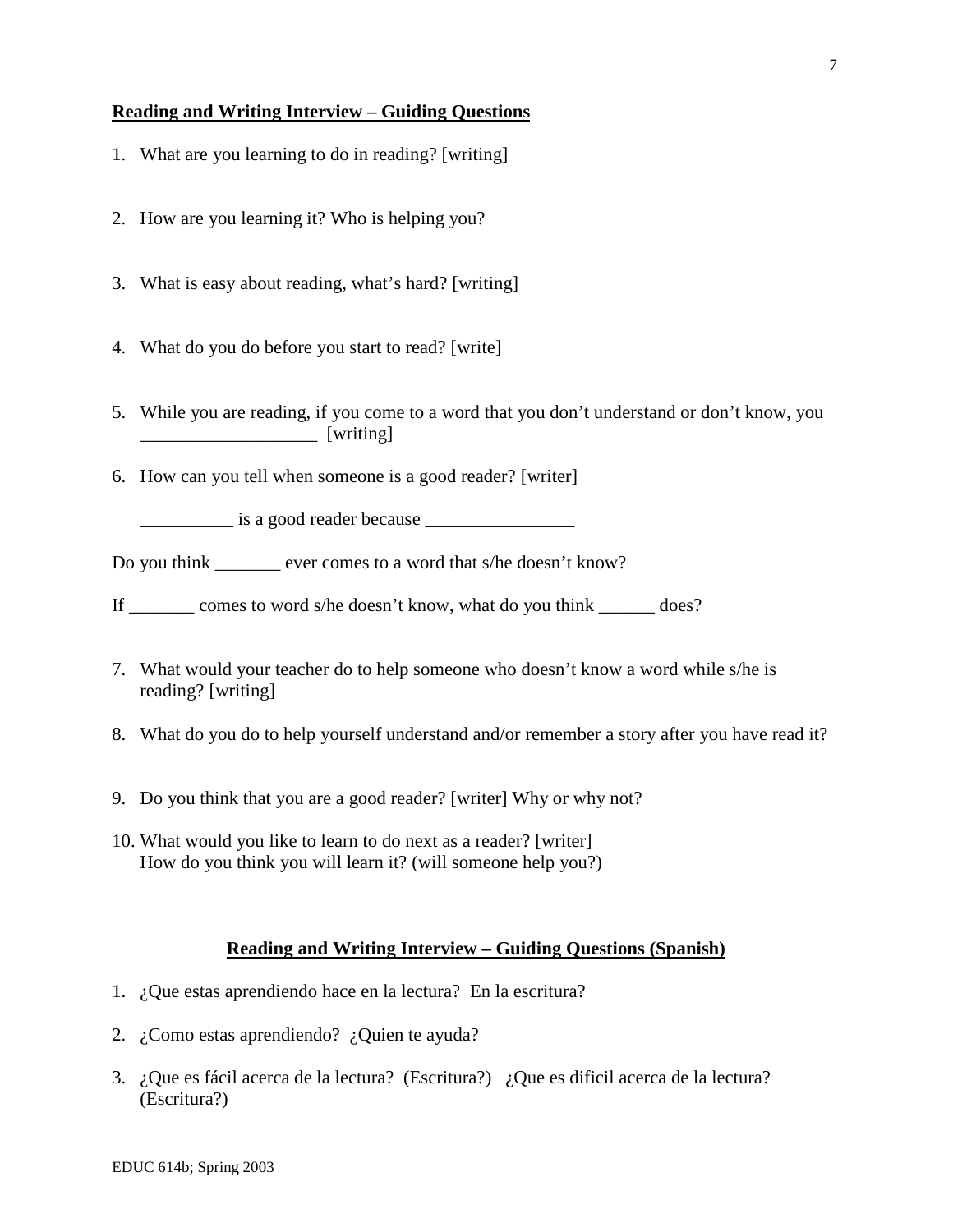**Reading and Writing Interview – Guiding Questions**

1. What are you learning to do in reading? [writing]

2. How are you learning it? Who is helping you?

3. What is easy about reading, what's hard? [writing]

4. What do you do before you start to read? [write]

5. While you are reading, if you come to a word that you don't understand or don't know, you ___________________ [writing]

6. How can you tell when someone is a good reader? [writer]

   __________ is a good reader because ________________

Do you think _______ ever comes to a word that s/he doesn't know?

If _______ comes to word s/he doesn't know, what do you think ______ does?

7. What would your teacher do to help someone who doesn't know a word while s/he is reading? [writing]

8. What do you do to help yourself understand and/or remember a story after you have read it?

9. Do you think that you are a good reader? [writer] Why or why not?

10. What would you like to learn to do next as a reader? [writer]
    How do you think you will learn it? (will someone help you?)

**Reading and Writing Interview – Guiding Questions (Spanish)**

1. ¿Que estas aprendiendo hace en la lectura? En la escritura?

2. ¿Como estas aprendiendo? ¿Quien te ayuda?

3. ¿Que es fácil acerca de la lectura? (Escritura?) ¿Que es dificil acerca de la lectura? (Escritura?)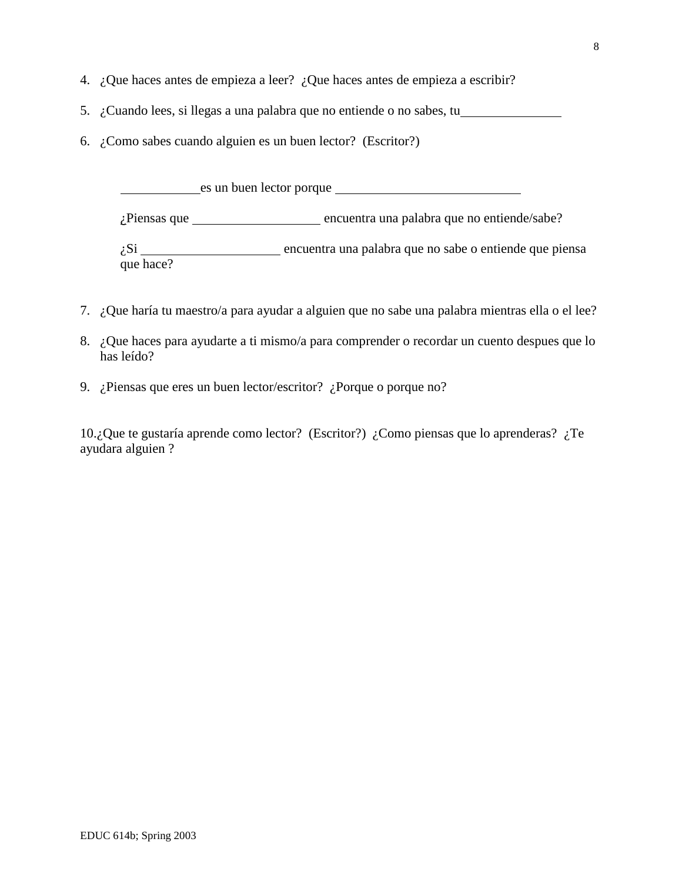4. ¿Que haces antes de empieza a leer? ¿Que haces antes de empieza a escribir?

5. ¿Cuando lees, si llegas a una palabra que no entiende o no sabes, tu_______________

6. ¿Como sabes cuando alguien es un buen lector? (Escritor?)

   ___________es un buen lector porque _____________________________

   ¿Piensas que ___________________ encuentra una palabra que no entiende/sabe?

   ¿Si ____________________ encuentra una palabra que no sabe o entiende que piensa que hace?

7. ¿Que haría tu maestro/a para ayudar a alguien que no sabe una palabra mientras ella o el lee?

8. ¿Que haces para ayudarte a ti mismo/a para comprender o recordar un cuento despues que lo has leído?

9. ¿Piensas que eres un buen lector/escritor? ¿Porque o porque no?

10.¿Que te gustaría aprende como lector? (Escritor?) ¿Como piensas que lo aprenderas? ¿Te ayudara alguien ?